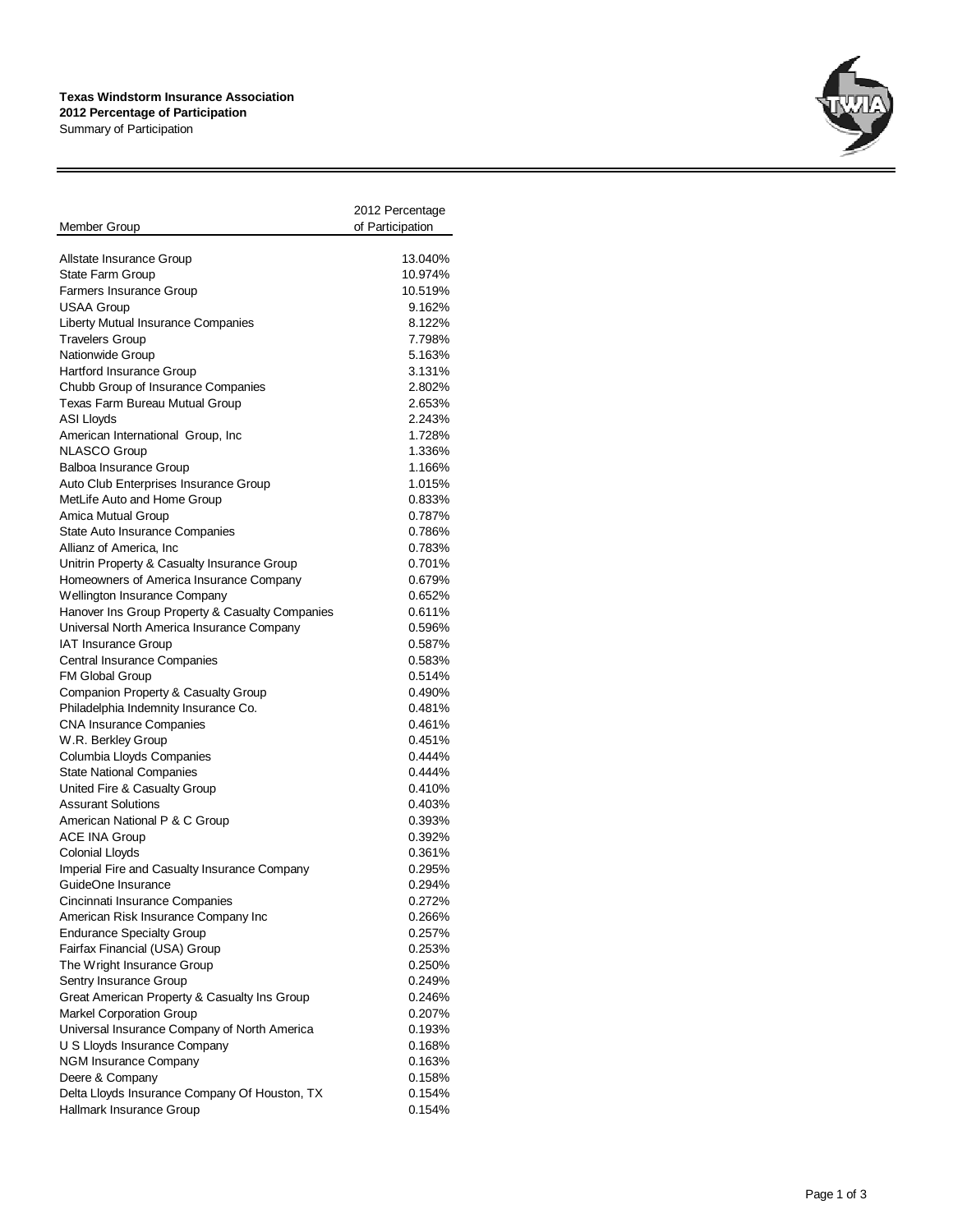**Texas Windstorm Insurance Association**
**2012 Percentage of Participation**
Summary of Participation

| Member Group | 2012 Percentage of Participation |
|---|---|
| Allstate Insurance Group | 13.040% |
| State Farm Group | 10.974% |
| Farmers Insurance Group | 10.519% |
| USAA Group | 9.162% |
| Liberty Mutual Insurance Companies | 8.122% |
| Travelers Group | 7.798% |
| Nationwide Group | 5.163% |
| Hartford Insurance Group | 3.131% |
| Chubb Group of Insurance Companies | 2.802% |
| Texas Farm Bureau Mutual Group | 2.653% |
| ASI Lloyds | 2.243% |
| American International Group, Inc | 1.728% |
| NLASCO Group | 1.336% |
| Balboa Insurance Group | 1.166% |
| Auto Club Enterprises Insurance Group | 1.015% |
| MetLife Auto and Home Group | 0.833% |
| Amica Mutual Group | 0.787% |
| State Auto Insurance Companies | 0.786% |
| Allianz of America, Inc | 0.783% |
| Unitrin Property & Casualty Insurance Group | 0.701% |
| Homeowners of America Insurance Company | 0.679% |
| Wellington Insurance Company | 0.652% |
| Hanover Ins Group Property & Casualty Companies | 0.611% |
| Universal North America Insurance Company | 0.596% |
| IAT Insurance Group | 0.587% |
| Central Insurance Companies | 0.583% |
| FM Global Group | 0.514% |
| Companion Property & Casualty Group | 0.490% |
| Philadelphia Indemnity Insurance Co. | 0.481% |
| CNA Insurance Companies | 0.461% |
| W.R. Berkley Group | 0.451% |
| Columbia Lloyds Companies | 0.444% |
| State National Companies | 0.444% |
| United Fire & Casualty Group | 0.410% |
| Assurant Solutions | 0.403% |
| American National P & C Group | 0.393% |
| ACE INA Group | 0.392% |
| Colonial Lloyds | 0.361% |
| Imperial Fire and Casualty Insurance Company | 0.295% |
| GuideOne Insurance | 0.294% |
| Cincinnati Insurance Companies | 0.272% |
| American Risk Insurance Company Inc | 0.266% |
| Endurance Specialty Group | 0.257% |
| Fairfax Financial (USA) Group | 0.253% |
| The Wright Insurance Group | 0.250% |
| Sentry Insurance Group | 0.249% |
| Great American Property & Casualty Ins Group | 0.246% |
| Markel Corporation Group | 0.207% |
| Universal Insurance Company of North America | 0.193% |
| U S Lloyds Insurance Company | 0.168% |
| NGM Insurance Company | 0.163% |
| Deere & Company | 0.158% |
| Delta Lloyds Insurance Company Of Houston, TX | 0.154% |
| Hallmark Insurance Group | 0.154% |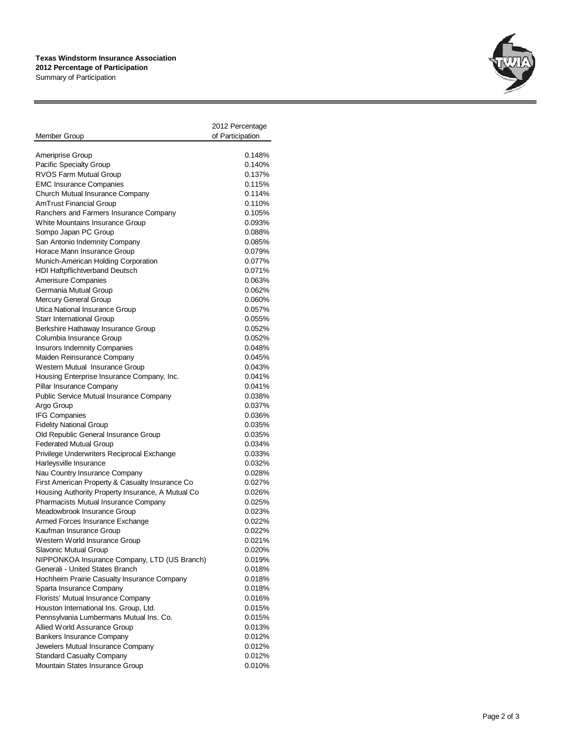**Texas Windstorm Insurance Association**
**2012 Percentage of Participation**
Summary of Participation

| Member Group | 2012 Percentage of Participation |
|---|---|
| Ameriprise Group | 0.148% |
| Pacific Specialty Group | 0.140% |
| RVOS Farm Mutual Group | 0.137% |
| EMC Insurance Companies | 0.115% |
| Church Mutual Insurance Company | 0.114% |
| AmTrust Financial Group | 0.110% |
| Ranchers and Farmers Insurance Company | 0.105% |
| White Mountains Insurance Group | 0.093% |
| Sompo Japan PC Group | 0.088% |
| San Antonio Indemnity Company | 0.085% |
| Horace Mann Insurance Group | 0.079% |
| Munich-American Holding Corporation | 0.077% |
| HDI Haftpflichtverband Deutsch | 0.071% |
| Amerisure Companies | 0.063% |
| Germania Mutual Group | 0.062% |
| Mercury General Group | 0.060% |
| Utica National Insurance Group | 0.057% |
| Starr International Group | 0.055% |
| Berkshire Hathaway Insurance Group | 0.052% |
| Columbia Insurance Group | 0.052% |
| Insurors Indemnity Companies | 0.048% |
| Maiden Reinsurance Company | 0.045% |
| Western Mutual Insurance Group | 0.043% |
| Housing Enterprise Insurance Company, Inc. | 0.041% |
| Pillar Insurance Company | 0.041% |
| Public Service Mutual Insurance Company | 0.038% |
| Argo Group | 0.037% |
| IFG Companies | 0.036% |
| Fidelity National Group | 0.035% |
| Old Republic General Insurance Group | 0.035% |
| Federated Mutual Group | 0.034% |
| Privilege Underwriters Reciprocal Exchange | 0.033% |
| Harleysville Insurance | 0.032% |
| Nau Country Insurance Company | 0.028% |
| First American Property & Casualty Insurance Co | 0.027% |
| Housing Authority Property Insurance, A Mutual Co | 0.026% |
| Pharmacists Mutual Insurance Company | 0.025% |
| Meadowbrook Insurance Group | 0.023% |
| Armed Forces Insurance Exchange | 0.022% |
| Kaufman Insurance Group | 0.022% |
| Western World Insurance Group | 0.021% |
| Slavonic Mutual Group | 0.020% |
| NIPPONKOA Insurance Company, LTD (US Branch) | 0.019% |
| Generali - United States Branch | 0.018% |
| Hochheim Prairie Casualty Insurance Company | 0.018% |
| Sparta Insurance Company | 0.018% |
| Florists' Mutual Insurance Company | 0.016% |
| Houston International Ins. Group, Ltd. | 0.015% |
| Pennsylvania Lumbermans Mutual Ins. Co. | 0.015% |
| Allied World Assurance Group | 0.013% |
| Bankers Insurance Company | 0.012% |
| Jewelers Mutual Insurance Company | 0.012% |
| Standard Casualty Company | 0.012% |
| Mountain States Insurance Group | 0.010% |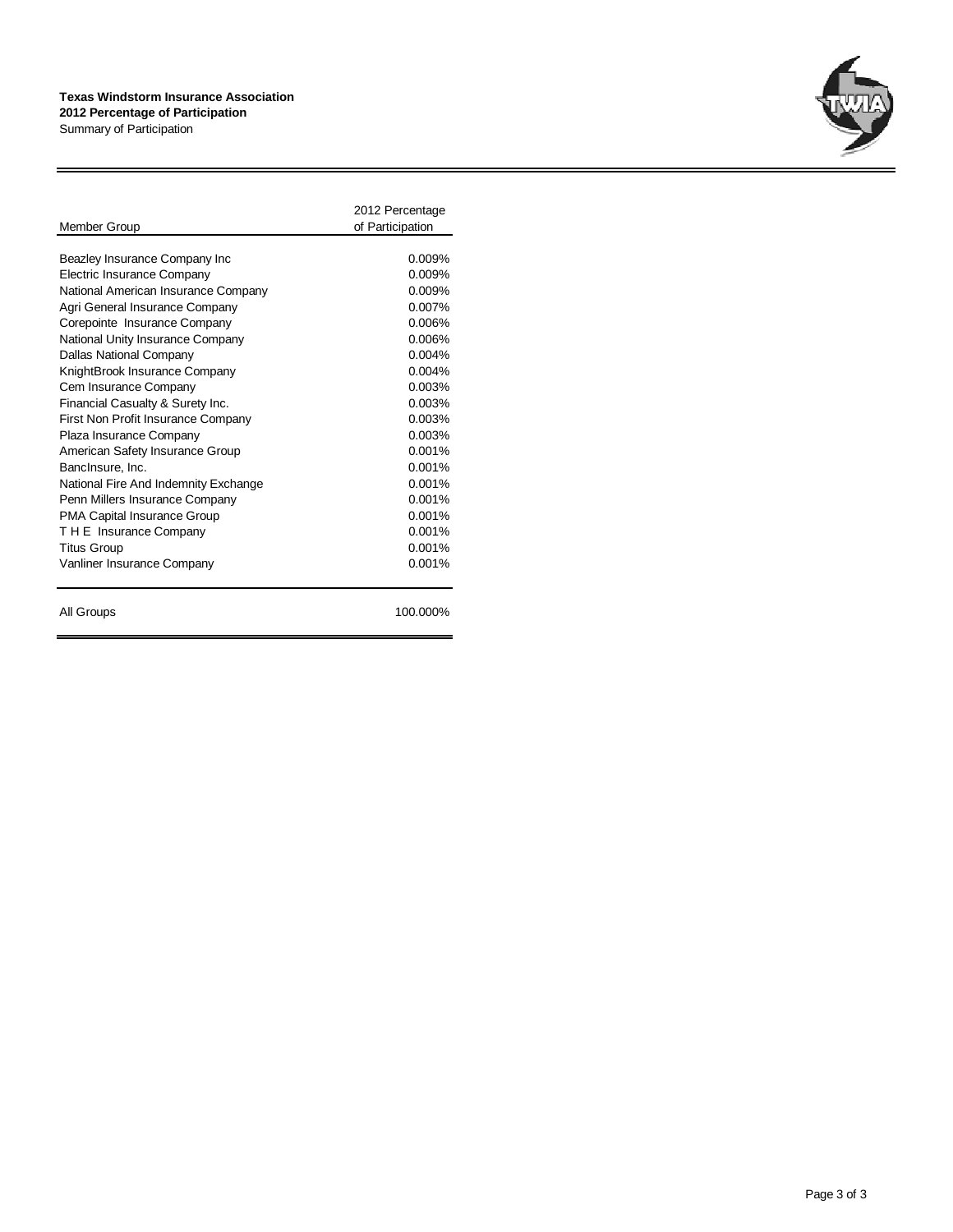**Texas Windstorm Insurance Association**
**2012 Percentage of Participation**
Summary of Participation

| Member Group | 2012 Percentage of Participation |
| --- | --- |
| Beazley Insurance Company Inc | 0.009% |
| Electric Insurance Company | 0.009% |
| National American Insurance Company | 0.009% |
| Agri General Insurance Company | 0.007% |
| Corepointe Insurance Company | 0.006% |
| National Unity Insurance Company | 0.006% |
| Dallas National Company | 0.004% |
| KnightBrook Insurance Company | 0.004% |
| Cem Insurance Company | 0.003% |
| Financial Casualty & Surety Inc. | 0.003% |
| First Non Profit Insurance Company | 0.003% |
| Plaza Insurance Company | 0.003% |
| American Safety Insurance Group | 0.001% |
| BancInsure, Inc. | 0.001% |
| National Fire And Indemnity Exchange | 0.001% |
| Penn Millers Insurance Company | 0.001% |
| PMA Capital Insurance Group | 0.001% |
| T H E Insurance Company | 0.001% |
| Titus Group | 0.001% |
| Vanliner Insurance Company | 0.001% |
| All Groups | 100.000% |